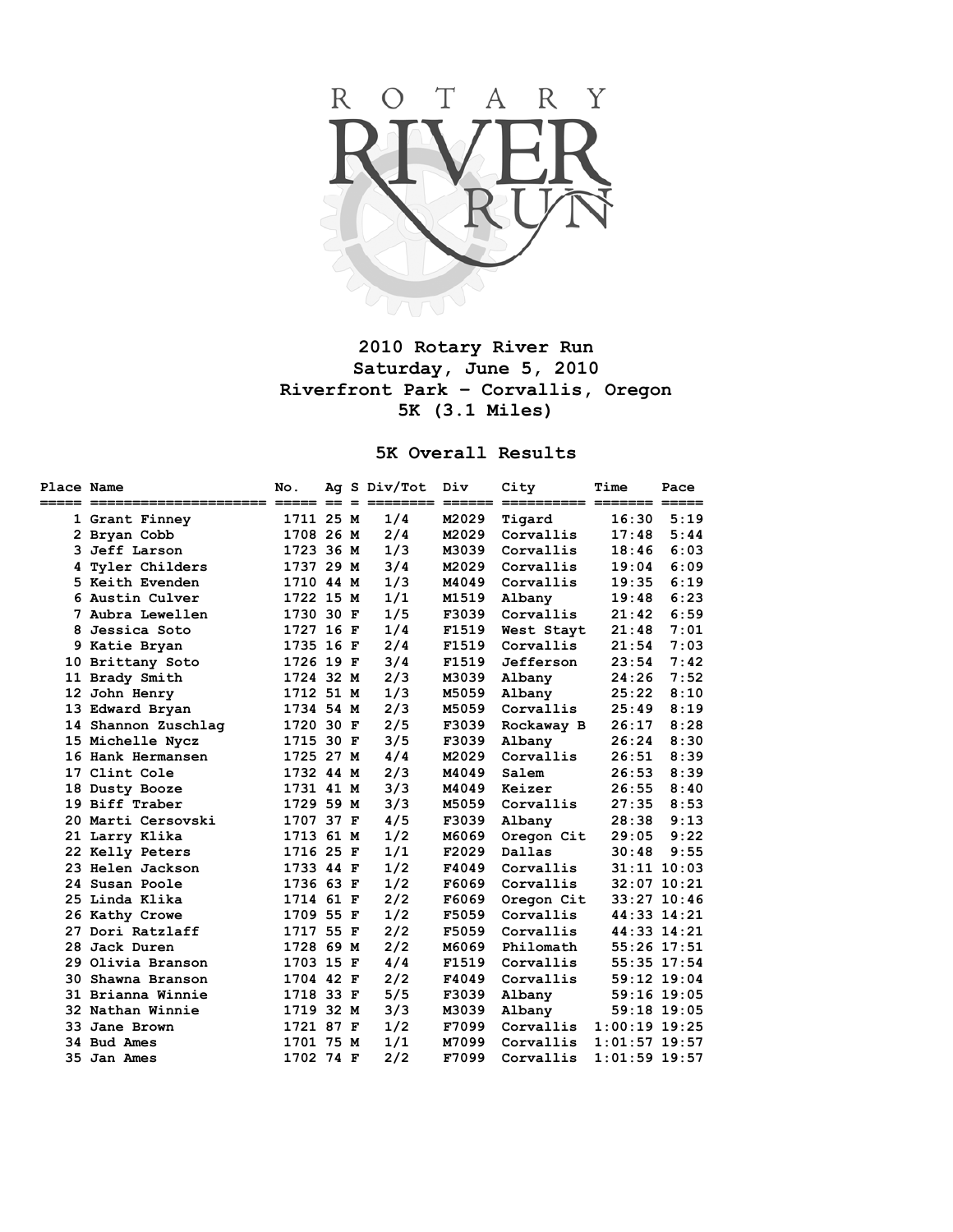# 2010 Rotary River Run

**Saturday, June 5, 2010**

**Riverfront Park - Corvallis, Oregon**

**5K (3.1 Miles)**

## 5K Overall Results

| Place | Name | No. | Ag | S | Div/Tot | Div | City | Time | Pace |
|---|---|---|---|---|---|---|---|---|---|
| 1 | Grant Finney | 1711 | 25 | M | 1/4 | M2029 | Tigard | 16:30 | 5:19 |
| 2 | Bryan Cobb | 1708 | 26 | M | 2/4 | M2029 | Corvallis | 17:48 | 5:44 |
| 3 | Jeff Larson | 1723 | 36 | M | 1/3 | M3039 | Corvallis | 18:46 | 6:03 |
| 4 | Tyler Childers | 1737 | 29 | M | 3/4 | M2029 | Corvallis | 19:04 | 6:09 |
| 5 | Keith Evenden | 1710 | 44 | M | 1/3 | M4049 | Corvallis | 19:35 | 6:19 |
| 6 | Austin Culver | 1722 | 15 | M | 1/1 | M1519 | Albany | 19:48 | 6:23 |
| 7 | Aubra Lewellen | 1730 | 30 | F | 1/5 | F3039 | Corvallis | 21:42 | 6:59 |
| 8 | Jessica Soto | 1727 | 16 | F | 1/4 | F1519 | West Stayt | 21:48 | 7:01 |
| 9 | Katie Bryan | 1735 | 16 | F | 2/4 | F1519 | Corvallis | 21:54 | 7:03 |
| 10 | Brittany Soto | 1726 | 19 | F | 3/4 | F1519 | Jefferson | 23:54 | 7:42 |
| 11 | Brady Smith | 1724 | 32 | M | 2/3 | M3039 | Albany | 24:26 | 7:52 |
| 12 | John Henry | 1712 | 51 | M | 1/3 | M5059 | Albany | 25:22 | 8:10 |
| 13 | Edward Bryan | 1734 | 54 | M | 2/3 | M5059 | Corvallis | 25:49 | 8:19 |
| 14 | Shannon Zuschlag | 1720 | 30 | F | 2/5 | F3039 | Rockaway B | 26:17 | 8:28 |
| 15 | Michelle Nycz | 1715 | 30 | F | 3/5 | F3039 | Albany | 26:24 | 8:30 |
| 16 | Hank Hermansen | 1725 | 27 | M | 4/4 | M2029 | Corvallis | 26:51 | 8:39 |
| 17 | Clint Cole | 1732 | 44 | M | 2/3 | M4049 | Salem | 26:53 | 8:39 |
| 18 | Dusty Booze | 1731 | 41 | M | 3/3 | M4049 | Keizer | 26:55 | 8:40 |
| 19 | Biff Traber | 1729 | 59 | M | 3/3 | M5059 | Corvallis | 27:35 | 8:53 |
| 20 | Marti Cersovski | 1707 | 37 | F | 4/5 | F3039 | Albany | 28:38 | 9:13 |
| 21 | Larry Klika | 1713 | 61 | M | 1/2 | M6069 | Oregon Cit | 29:05 | 9:22 |
| 22 | Kelly Peters | 1716 | 25 | F | 1/1 | F2029 | Dallas | 30:48 | 9:55 |
| 23 | Helen Jackson | 1733 | 44 | F | 1/2 | F4049 | Corvallis | 31:11 | 10:03 |
| 24 | Susan Poole | 1736 | 63 | F | 1/2 | F6069 | Corvallis | 32:07 | 10:21 |
| 25 | Linda Klika | 1714 | 61 | F | 2/2 | F6069 | Oregon Cit | 33:27 | 10:46 |
| 26 | Kathy Crowe | 1709 | 55 | F | 1/2 | F5059 | Corvallis | 44:33 | 14:21 |
| 27 | Dori Ratzlaff | 1717 | 55 | F | 2/2 | F5059 | Corvallis | 44:33 | 14:21 |
| 28 | Jack Duren | 1728 | 69 | M | 2/2 | M6069 | Philomath | 55:26 | 17:51 |
| 29 | Olivia Branson | 1703 | 15 | F | 4/4 | F1519 | Corvallis | 55:35 | 17:54 |
| 30 | Shawna Branson | 1704 | 42 | F | 2/2 | F4049 | Corvallis | 59:12 | 19:04 |
| 31 | Brianna Winnie | 1718 | 33 | F | 5/5 | F3039 | Albany | 59:16 | 19:05 |
| 32 | Nathan Winnie | 1719 | 32 | M | 3/3 | M3039 | Albany | 59:18 | 19:05 |
| 33 | Jane Brown | 1721 | 87 | F | 1/2 | F7099 | Corvallis | 1:00:19 | 19:25 |
| 34 | Bud Ames | 1701 | 75 | M | 1/1 | M7099 | Corvallis | 1:01:57 | 19:57 |
| 35 | Jan Ames | 1702 | 74 | F | 2/2 | F7099 | Corvallis | 1:01:59 | 19:57 |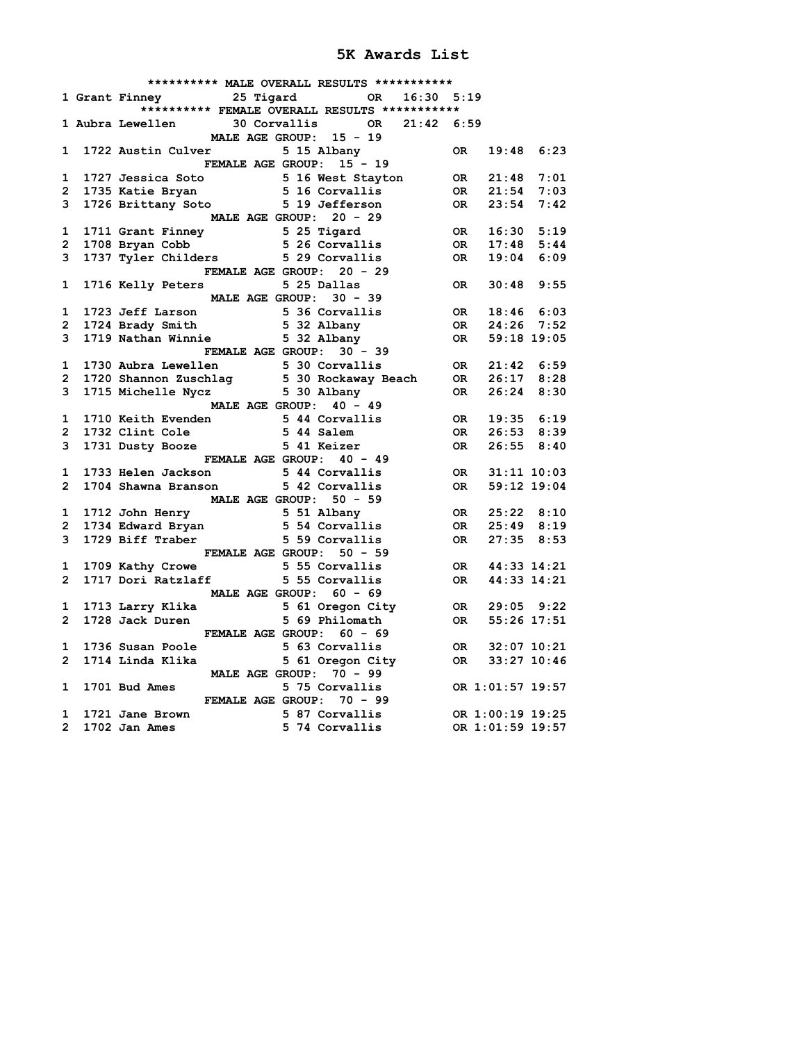# 5K Awards List

```
          ********** MALE OVERALL RESULTS ***********
1 Grant Finney          25 Tigard          OR   16:30  5:19
          ********** FEMALE OVERALL RESULTS ***********
1 Aubra Lewellen       30 Corvallis        OR   21:42  6:59
                    MALE AGE GROUP:  15 - 19
1  1722 Austin Culver          5 15 Albany              OR   19:48  6:23
                   FEMALE AGE GROUP:  15 - 19
1  1727 Jessica Soto           5 16 West Stayton        OR   21:48  7:01
2  1735 Katie Bryan            5 16 Corvallis           OR   21:54  7:03
3  1726 Brittany Soto          5 19 Jefferson           OR   23:54  7:42
                    MALE AGE GROUP:  20 - 29
1  1711 Grant Finney           5 25 Tigard              OR   16:30  5:19
2  1708 Bryan Cobb             5 26 Corvallis           OR   17:48  5:44
3  1737 Tyler Childers         5 29 Corvallis           OR   19:04  6:09
                   FEMALE AGE GROUP:  20 - 29
1  1716 Kelly Peters           5 25 Dallas              OR   30:48  9:55
                    MALE AGE GROUP:  30 - 39
1  1723 Jeff Larson            5 36 Corvallis           OR   18:46  6:03
2  1724 Brady Smith            5 32 Albany              OR   24:26  7:52
3  1719 Nathan Winnie          5 32 Albany              OR   59:18 19:05
                   FEMALE AGE GROUP:  30 - 39
1  1730 Aubra Lewellen         5 30 Corvallis           OR   21:42  6:59
2  1720 Shannon Zuschlag       5 30 Rockaway Beach      OR   26:17  8:28
3  1715 Michelle Nycz          5 30 Albany              OR   26:24  8:30
                    MALE AGE GROUP:  40 - 49
1  1710 Keith Evenden          5 44 Corvallis           OR   19:35  6:19
2  1732 Clint Cole             5 44 Salem               OR   26:53  8:39
3  1731 Dusty Booze            5 41 Keizer              OR   26:55  8:40
                   FEMALE AGE GROUP:  40 - 49
1  1733 Helen Jackson          5 44 Corvallis           OR   31:11 10:03
2  1704 Shawna Branson         5 42 Corvallis           OR   59:12 19:04
                    MALE AGE GROUP:  50 - 59
1  1712 John Henry             5 51 Albany              OR   25:22  8:10
2  1734 Edward Bryan           5 54 Corvallis           OR   25:49  8:19
3  1729 Biff Traber            5 59 Corvallis           OR   27:35  8:53
                   FEMALE AGE GROUP:  50 - 59
1  1709 Kathy Crowe            5 55 Corvallis           OR   44:33 14:21
2  1717 Dori Ratzlaff          5 55 Corvallis           OR   44:33 14:21
                    MALE AGE GROUP:  60 - 69
1  1713 Larry Klika            5 61 Oregon City         OR   29:05  9:22
2  1728 Jack Duren             5 69 Philomath           OR   55:26 17:51
                   FEMALE AGE GROUP:  60 - 69
1  1736 Susan Poole            5 63 Corvallis           OR   32:07 10:21
2  1714 Linda Klika            5 61 Oregon City         OR   33:27 10:46
                    MALE AGE GROUP:  70 - 99
1  1701 Bud Ames               5 75 Corvallis           OR 1:01:57 19:57
                   FEMALE AGE GROUP:  70 - 99
1  1721 Jane Brown             5 87 Corvallis           OR 1:00:19 19:25
2  1702 Jan Ames               5 74 Corvallis           OR 1:01:59 19:57
```